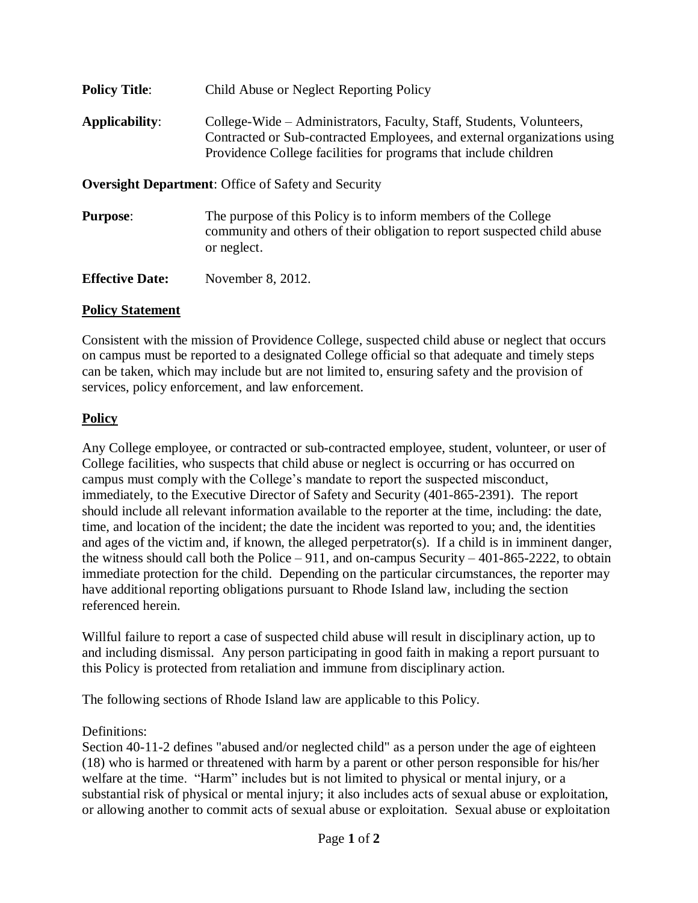**Policy Title**: Child Abuse or Neglect Reporting Policy

**Applicability**: College-Wide – Administrators, Faculty, Staff, Students, Volunteers, Contracted or Sub-contracted Employees, and external organizations using Providence College facilities for programs that include children

**Oversight Department**: Office of Safety and Security

**Purpose**: The purpose of this Policy is to inform members of the College community and others of their obligation to report suspected child abuse or neglect.

**Effective Date:** November 8, 2012.

## Policy Statement

Consistent with the mission of Providence College, suspected child abuse or neglect that occurs on campus must be reported to a designated College official so that adequate and timely steps can be taken, which may include but are not limited to, ensuring safety and the provision of services, policy enforcement, and law enforcement.

## Policy

Any College employee, or contracted or sub-contracted employee, student, volunteer, or user of College facilities, who suspects that child abuse or neglect is occurring or has occurred on campus must comply with the College's mandate to report the suspected misconduct, immediately, to the Executive Director of Safety and Security (401-865-2391). The report should include all relevant information available to the reporter at the time, including: the date, time, and location of the incident; the date the incident was reported to you; and, the identities and ages of the victim and, if known, the alleged perpetrator(s). If a child is in imminent danger, the witness should call both the Police – 911, and on-campus Security – 401-865-2222, to obtain immediate protection for the child. Depending on the particular circumstances, the reporter may have additional reporting obligations pursuant to Rhode Island law, including the section referenced herein.

Willful failure to report a case of suspected child abuse will result in disciplinary action, up to and including dismissal. Any person participating in good faith in making a report pursuant to this Policy is protected from retaliation and immune from disciplinary action.

The following sections of Rhode Island law are applicable to this Policy.

Definitions:
Section 40-11-2 defines "abused and/or neglected child" as a person under the age of eighteen (18) who is harmed or threatened with harm by a parent or other person responsible for his/her welfare at the time. "Harm" includes but is not limited to physical or mental injury, or a substantial risk of physical or mental injury; it also includes acts of sexual abuse or exploitation, or allowing another to commit acts of sexual abuse or exploitation. Sexual abuse or exploitation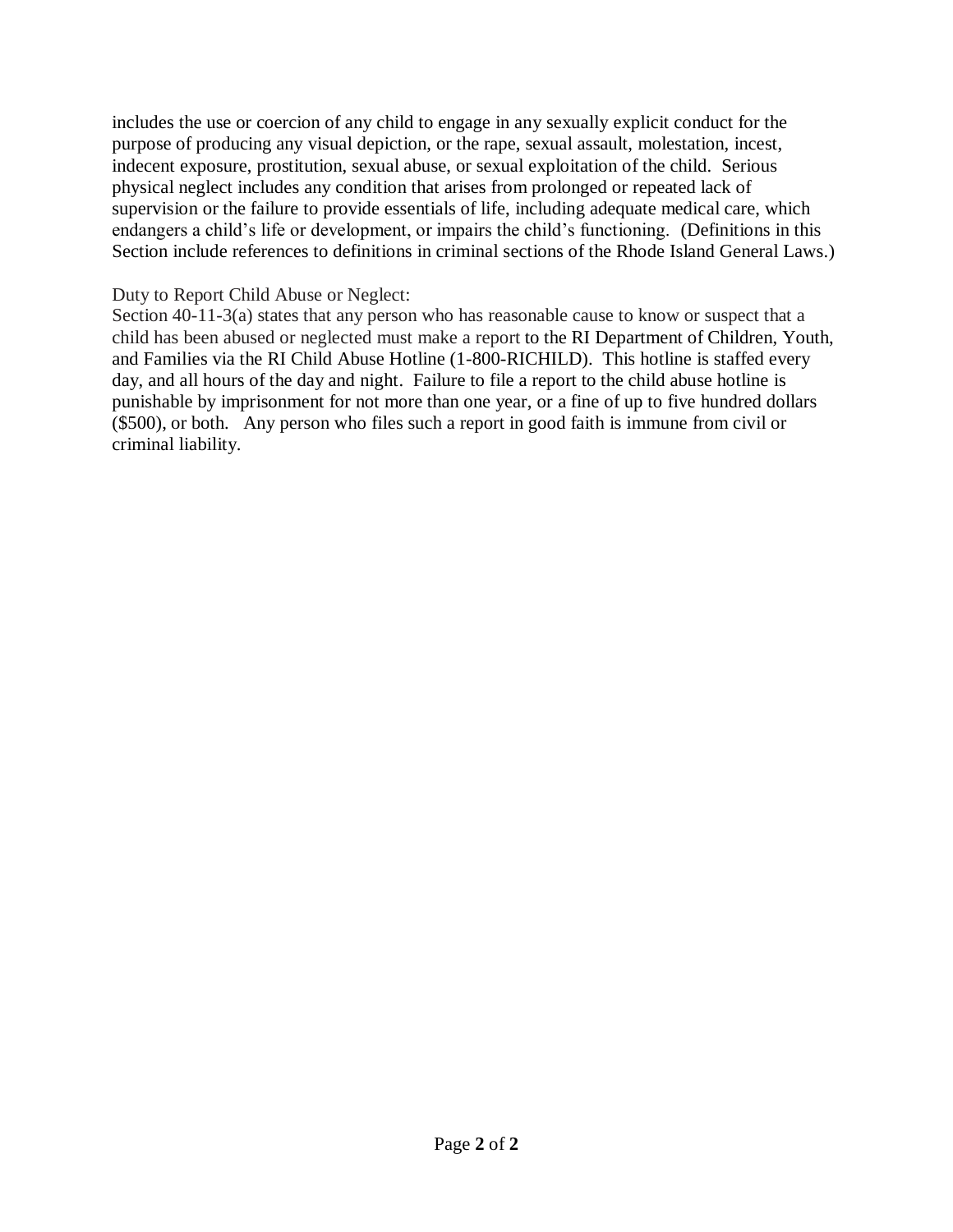includes the use or coercion of any child to engage in any sexually explicit conduct for the purpose of producing any visual depiction, or the rape, sexual assault, molestation, incest, indecent exposure, prostitution, sexual abuse, or sexual exploitation of the child. Serious physical neglect includes any condition that arises from prolonged or repeated lack of supervision or the failure to provide essentials of life, including adequate medical care, which endangers a child's life or development, or impairs the child's functioning. (Definitions in this Section include references to definitions in criminal sections of the Rhode Island General Laws.)

Duty to Report Child Abuse or Neglect:

Section 40-11-3(a) states that any person who has reasonable cause to know or suspect that a child has been abused or neglected must make a report to the RI Department of Children, Youth, and Families via the RI Child Abuse Hotline (1-800-RICHILD). This hotline is staffed every day, and all hours of the day and night. Failure to file a report to the child abuse hotline is punishable by imprisonment for not more than one year, or a fine of up to five hundred dollars ($500), or both. Any person who files such a report in good faith is immune from civil or criminal liability.